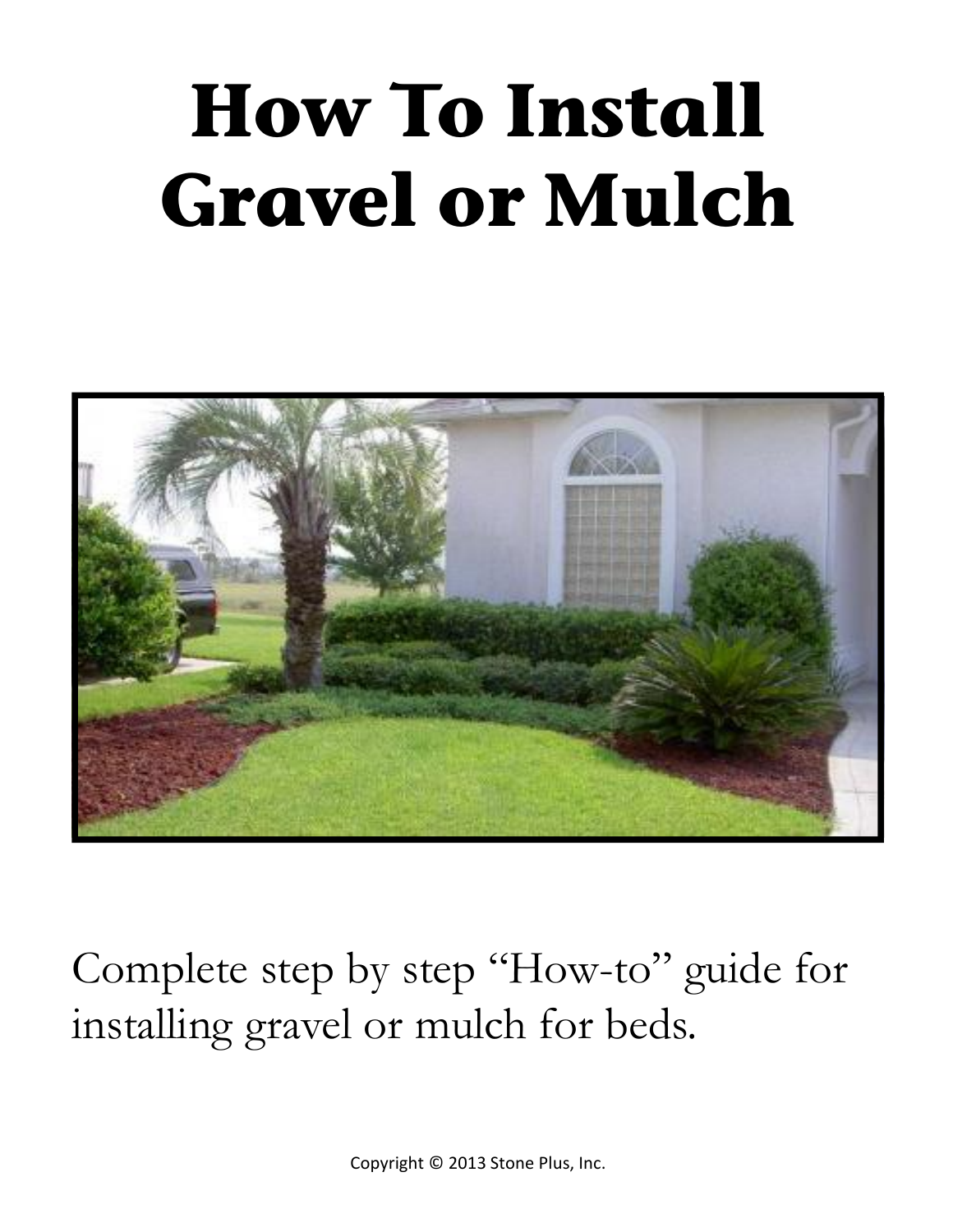# How To Install Gravel or Mulch

Complete step by step "How-to" guide for installing gravel or mulch for beds.

Copyright © 2013 Stone Plus, Inc.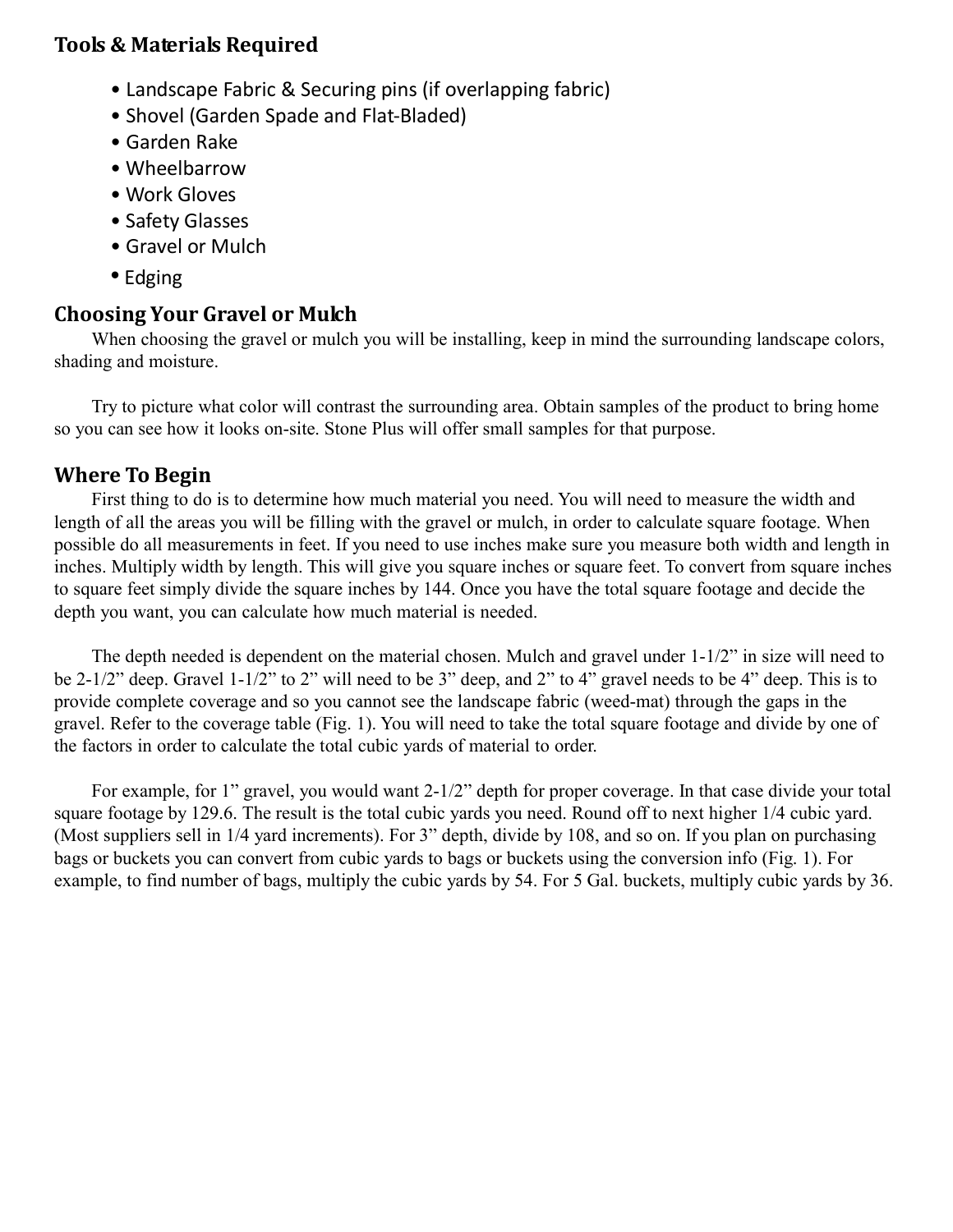## Tools & Materials Required

- Landscape Fabric & Securing pins (if overlapping fabric)
- Shovel (Garden Spade and Flat-Bladed)
- Garden Rake
- Wheelbarrow
- Work Gloves
- Safety Glasses
- Gravel or Mulch
- Edging

## Choosing Your Gravel or Mulch

When choosing the gravel or mulch you will be installing, keep in mind the surrounding landscape colors, shading and moisture.

Try to picture what color will contrast the surrounding area. Obtain samples of the product to bring home so you can see how it looks on-site. Stone Plus will offer small samples for that purpose.

## Where To Begin

First thing to do is to determine how much material you need. You will need to measure the width and length of all the areas you will be filling with the gravel or mulch, in order to calculate square footage. When possible do all measurements in feet. If you need to use inches make sure you measure both width and length in inches. Multiply width by length. This will give you square inches or square feet. To convert from square inches to square feet simply divide the square inches by 144. Once you have the total square footage and decide the depth you want, you can calculate how much material is needed.

The depth needed is dependent on the material chosen. Mulch and gravel under 1-1/2" in size will need to be 2-1/2" deep. Gravel 1-1/2" to 2" will need to be 3" deep, and 2" to 4" gravel needs to be 4" deep. This is to provide complete coverage and so you cannot see the landscape fabric (weed-mat) through the gaps in the gravel. Refer to the coverage table (Fig. 1). You will need to take the total square footage and divide by one of the factors in order to calculate the total cubic yards of material to order.

For example, for 1" gravel, you would want 2-1/2" depth for proper coverage. In that case divide your total square footage by 129.6. The result is the total cubic yards you need. Round off to next higher 1/4 cubic yard. (Most suppliers sell in 1/4 yard increments). For 3" depth, divide by 108, and so on. If you plan on purchasing bags or buckets you can convert from cubic yards to bags or buckets using the conversion info (Fig. 1). For example, to find number of bags, multiply the cubic yards by 54. For 5 Gal. buckets, multiply cubic yards by 36.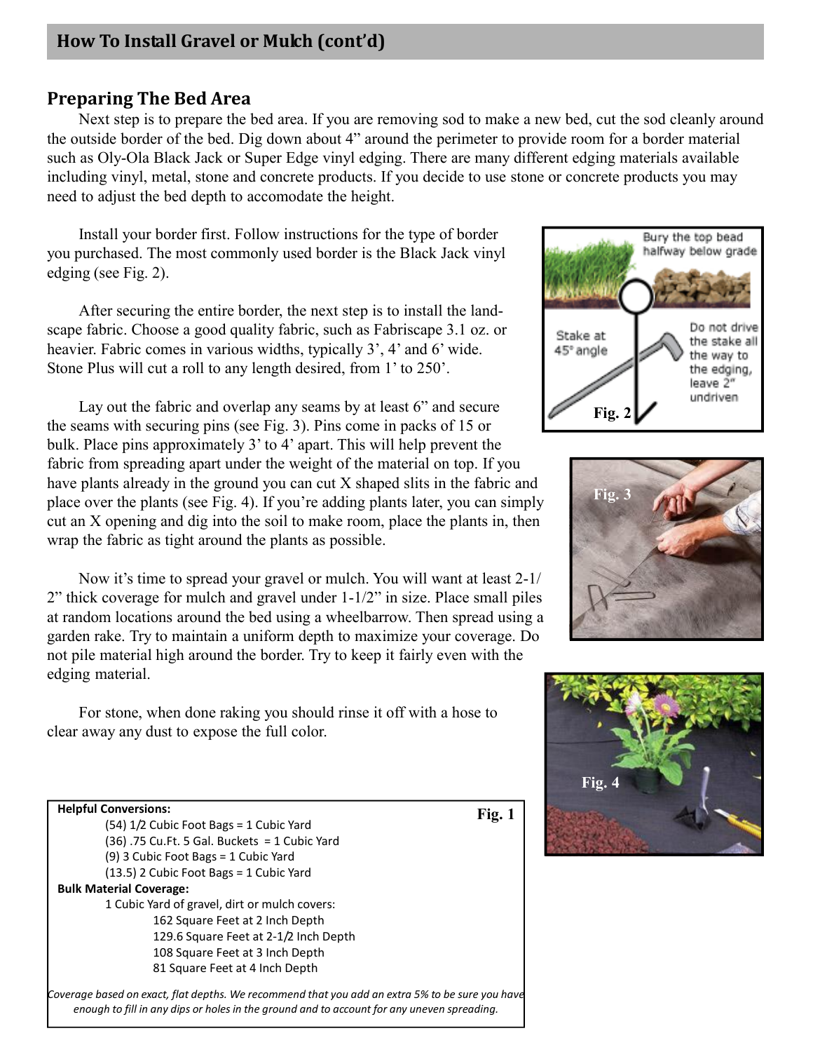## How To Install Gravel or Mulch (cont'd)

### Preparing The Bed Area

Next step is to prepare the bed area. If you are removing sod to make a new bed, cut the sod cleanly around the outside border of the bed. Dig down about 4" around the perimeter to provide room for a border material such as Oly-Ola Black Jack or Super Edge vinyl edging. There are many different edging materials available including vinyl, metal, stone and concrete products. If you decide to use stone or concrete products you may need to adjust the bed depth to accomodate the height.

Install your border first. Follow instructions for the type of border you purchased. The most commonly used border is the Black Jack vinyl edging (see Fig. 2).

After securing the entire border, the next step is to install the landscape fabric. Choose a good quality fabric, such as Fabriscape 3.1 oz. or heavier. Fabric comes in various widths, typically 3', 4' and 6' wide. Stone Plus will cut a roll to any length desired, from 1' to 250'.

Lay out the fabric and overlap any seams by at least 6" and secure the seams with securing pins (see Fig. 3). Pins come in packs of 15 or bulk. Place pins approximately 3' to 4' apart. This will help prevent the fabric from spreading apart under the weight of the material on top. If you have plants already in the ground you can cut X shaped slits in the fabric and place over the plants (see Fig. 4). If you're adding plants later, you can simply cut an X opening and dig into the soil to make room, place the plants in, then wrap the fabric as tight around the plants as possible.

Now it's time to spread your gravel or mulch. You will want at least 2-1/2" thick coverage for mulch and gravel under 1-1/2" in size. Place small piles at random locations around the bed using a wheelbarrow. Then spread using a garden rake. Try to maintain a uniform depth to maximize your coverage. Do not pile material high around the border. Try to keep it fairly even with the edging material.

For stone, when done raking you should rinse it off with a hose to clear away any dust to expose the full color.

Bury the top bead halfway below grade

Stake at 45° angle

Do not drive the stake all the way to the edging, leave 2" undriven

Fig. 2

Fig. 3

Fig. 4

**Fig. 1**

**Helpful Conversions:**

- (54) 1/2 Cubic Foot Bags = 1 Cubic Yard
- (36) .75 Cu.Ft. 5 Gal. Buckets = 1 Cubic Yard
- (9) 3 Cubic Foot Bags = 1 Cubic Yard
- (13.5) 2 Cubic Foot Bags = 1 Cubic Yard

**Bulk Material Coverage:**

1 Cubic Yard of gravel, dirt or mulch covers:

- 162 Square Feet at 2 Inch Depth
- 129.6 Square Feet at 2-1/2 Inch Depth
- 108 Square Feet at 3 Inch Depth
- 81 Square Feet at 4 Inch Depth

*Coverage based on exact, flat depths. We recommend that you add an extra 5% to be sure you have enough to fill in any dips or holes in the ground and to account for any uneven spreading.*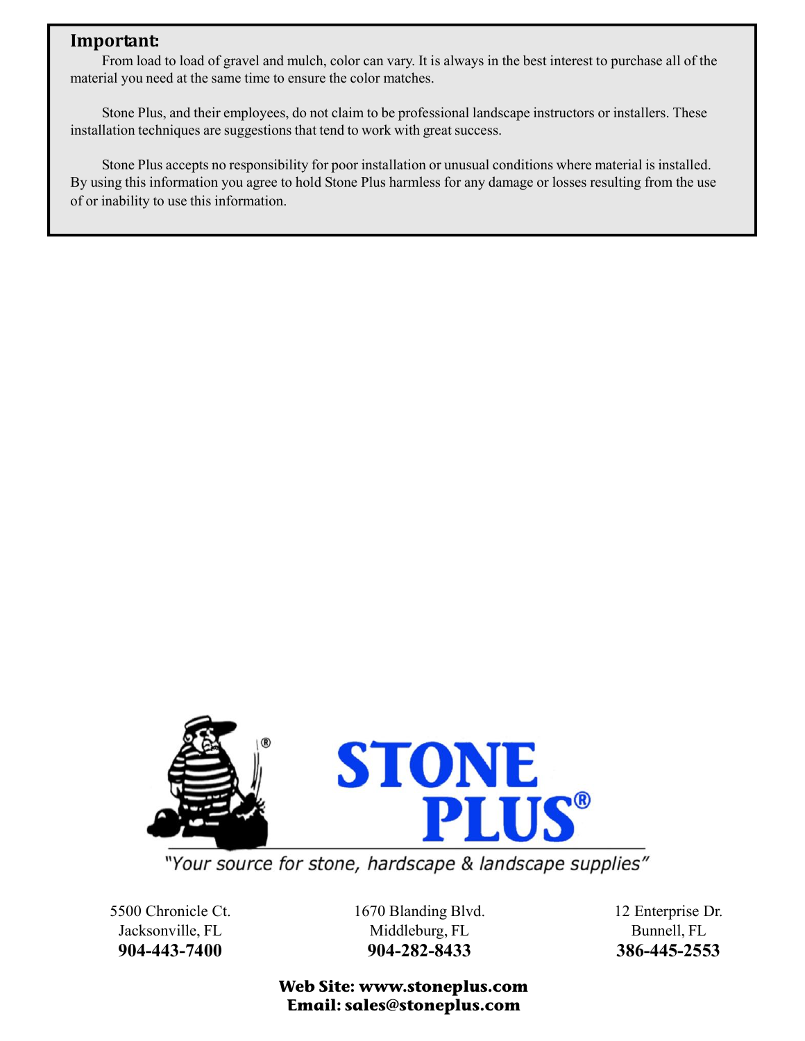**Important:**

From load to load of gravel and mulch, color can vary. It is always in the best interest to purchase all of the material you need at the same time to ensure the color matches.

Stone Plus, and their employees, do not claim to be professional landscape instructors or installers. These installation techniques are suggestions that tend to work with great success.

Stone Plus accepts no responsibility for poor installation or unusual conditions where material is installed. By using this information you agree to hold Stone Plus harmless for any damage or losses resulting from the use of or inability to use this information.

**STONE PLUS®**

*"Your source for stone, hardscape & landscape supplies"*

5500 Chronicle Ct.
Jacksonville, FL
**904-443-7400**

1670 Blanding Blvd.
Middleburg, FL
**904-282-8433**

12 Enterprise Dr.
Bunnell, FL
**386-445-2553**

**Web Site: www.stoneplus.com**
**Email: sales@stoneplus.com**